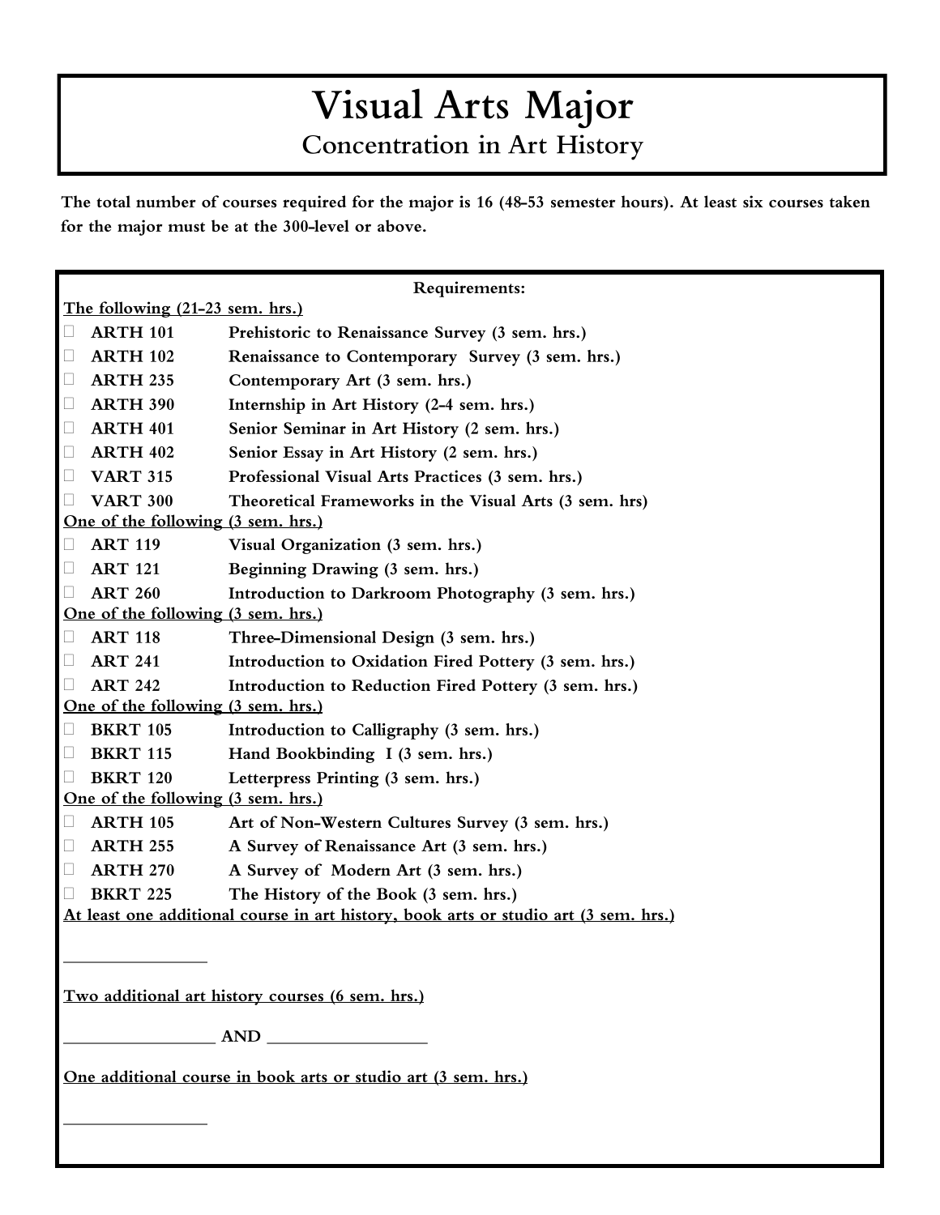# Visual Arts Major

## Concentration in Art History

**The total number of courses required for the major is 16 (48-53 semester hours). At least six courses taken for the major must be at the 300-level or above.**

**Requirements:**

**The following (21-23 sem. hrs.)**

- ☐ **ARTH 101** — **Prehistoric to Renaissance Survey (3 sem. hrs.)**
- ☐ **ARTH 102** — **Renaissance to Contemporary Survey (3 sem. hrs.)**
- ☐ **ARTH 235** — **Contemporary Art (3 sem. hrs.)**
- ☐ **ARTH 390** — **Internship in Art History (2-4 sem. hrs.)**
- ☐ **ARTH 401** — **Senior Seminar in Art History (2 sem. hrs.)**
- ☐ **ARTH 402** — **Senior Essay in Art History (2 sem. hrs.)**
- ☐ **VART 315** — **Professional Visual Arts Practices (3 sem. hrs.)**
- ☐ **VART 300** — **Theoretical Frameworks in the Visual Arts (3 sem. hrs)**

**One of the following (3 sem. hrs.)**

- ☐ **ART 119** — **Visual Organization (3 sem. hrs.)**
- ☐ **ART 121** — **Beginning Drawing (3 sem. hrs.)**
- ☐ **ART 260** — **Introduction to Darkroom Photography (3 sem. hrs.)**

**One of the following (3 sem. hrs.)**

- ☐ **ART 118** — **Three-Dimensional Design (3 sem. hrs.)**
- ☐ **ART 241** — **Introduction to Oxidation Fired Pottery (3 sem. hrs.)**
- ☐ **ART 242** — **Introduction to Reduction Fired Pottery (3 sem. hrs.)**

**One of the following (3 sem. hrs.)**

- ☐ **BKRT 105** — **Introduction to Calligraphy (3 sem. hrs.)**
- ☐ **BKRT 115** — **Hand Bookbinding I (3 sem. hrs.)**
- ☐ **BKRT 120** — **Letterpress Printing (3 sem. hrs.)**

**One of the following (3 sem. hrs.)**

- ☐ **ARTH 105** — **Art of Non-Western Cultures Survey (3 sem. hrs.)**
- ☐ **ARTH 255** — **A Survey of Renaissance Art (3 sem. hrs.)**
- ☐ **ARTH 270** — **A Survey of Modern Art (3 sem. hrs.)**
- ☐ **BKRT 225** — **The History of the Book (3 sem. hrs.)**

**At least one additional course in art history, book arts or studio art (3 sem. hrs.)**

________________

**Two additional art history courses (6 sem. hrs.)**

_________________ **AND** _________________

**One additional course in book arts or studio art (3 sem. hrs.)**

________________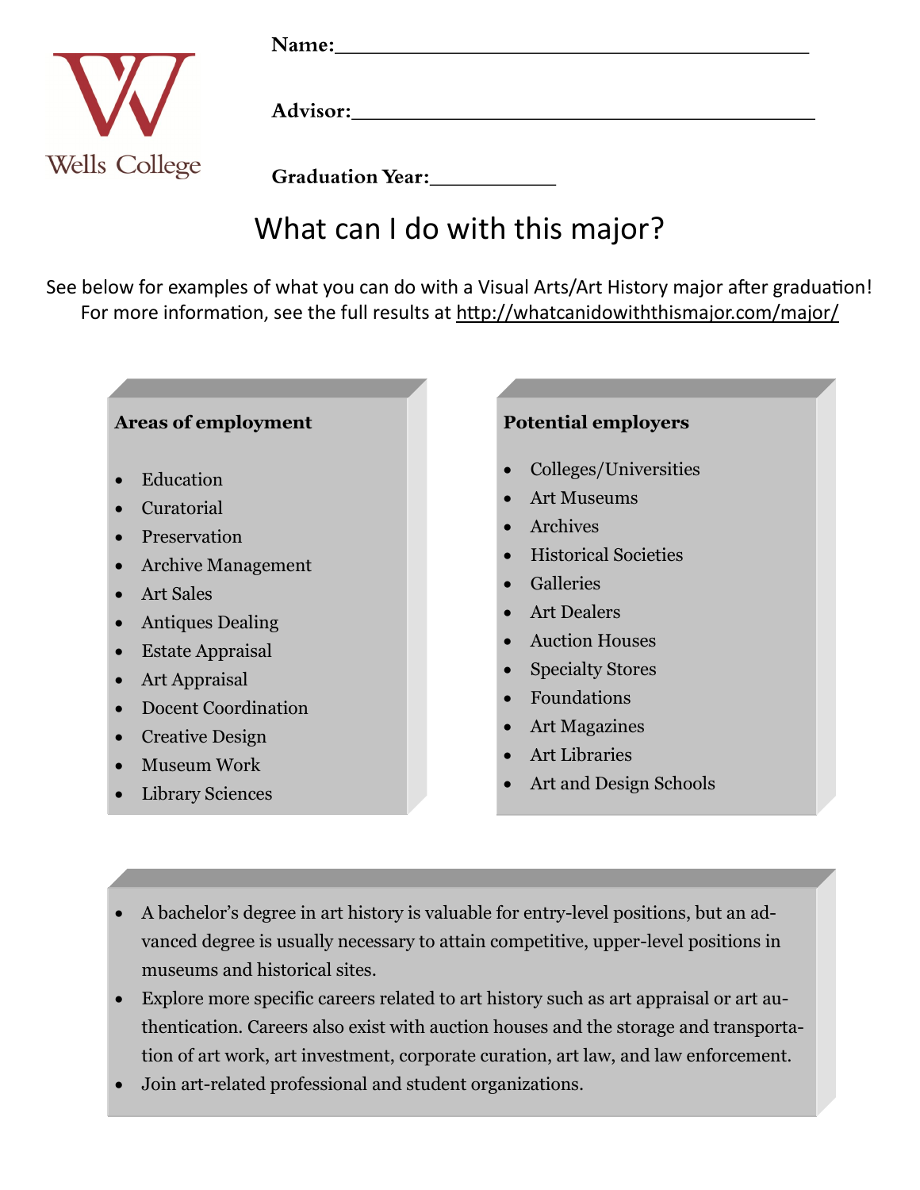Wells College

**Name:**\_\_\_\_\_\_\_\_\_\_\_\_\_\_\_\_\_\_\_\_\_\_\_\_\_\_\_\_\_\_\_\_\_\_\_\_\_\_\_\_

**Advisor:**\_\_\_\_\_\_\_\_\_\_\_\_\_\_\_\_\_\_\_\_\_\_\_\_\_\_\_\_\_\_\_\_\_\_\_\_\_\_\_\_

**Graduation Year:**\_\_\_\_\_\_\_\_\_\_\_\_

# What can I do with this major?

See below for examples of what you can do with a Visual Arts/Art History major after graduation! For more information, see the full results at http://whatcanidowiththismajor.com/major/

**Areas of employment**

- Education
- Curatorial
- Preservation
- Archive Management
- Art Sales
- Antiques Dealing
- Estate Appraisal
- Art Appraisal
- Docent Coordination
- Creative Design
- Museum Work
- Library Sciences

**Potential employers**

- Colleges/Universities
- Art Museums
- Archives
- Historical Societies
- Galleries
- Art Dealers
- Auction Houses
- Specialty Stores
- Foundations
- Art Magazines
- Art Libraries
- Art and Design Schools

- A bachelor's degree in art history is valuable for entry-level positions, but an advanced degree is usually necessary to attain competitive, upper-level positions in museums and historical sites.
- Explore more specific careers related to art history such as art appraisal or art authentication. Careers also exist with auction houses and the storage and transportation of art work, art investment, corporate curation, art law, and law enforcement.
- Join art-related professional and student organizations.